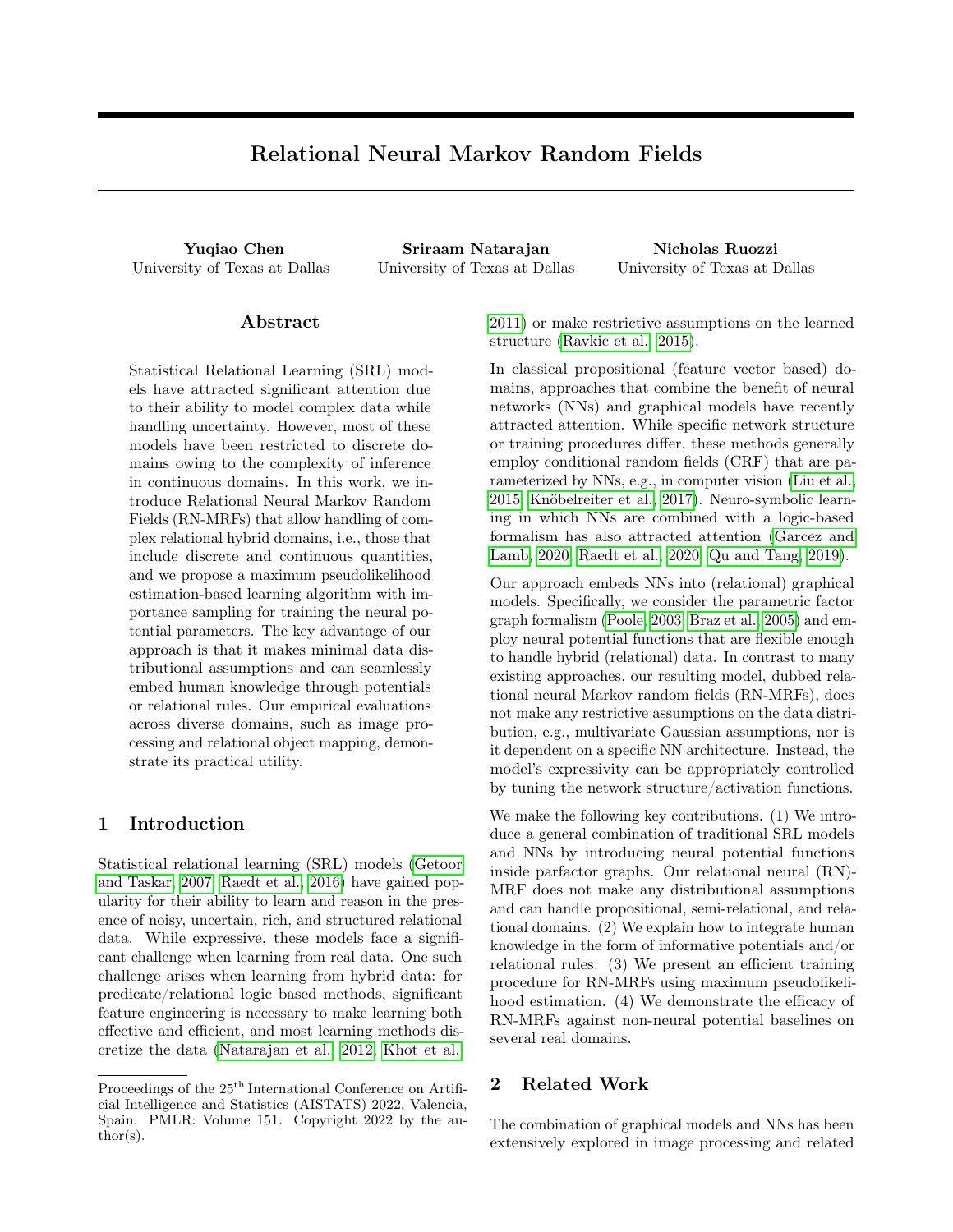# Relational Neural Markov Random Fields

**Yuqiao Chen**
University of Texas at Dallas

**Sriraam Natarajan**
University of Texas at Dallas

**Nicholas Ruozzi**
University of Texas at Dallas

## Abstract

Statistical Relational Learning (SRL) models have attracted significant attention due to their ability to model complex data while handling uncertainty. However, most of these models have been restricted to discrete domains owing to the complexity of inference in continuous domains. In this work, we introduce Relational Neural Markov Random Fields (RN-MRFs) that allow handling of complex relational hybrid domains, i.e., those that include discrete and continuous quantities, and we propose a maximum pseudolikelihood estimation-based learning algorithm with importance sampling for training the neural potential parameters. The key advantage of our approach is that it makes minimal data distributional assumptions and can seamlessly embed human knowledge through potentials or relational rules. Our empirical evaluations across diverse domains, such as image processing and relational object mapping, demonstrate its practical utility.

## 1 Introduction

Statistical relational learning (SRL) models (Getoor and Taskar, 2007; Raedt et al., 2016) have gained popularity for their ability to learn and reason in the presence of noisy, uncertain, rich, and structured relational data. While expressive, these models face a significant challenge when learning from real data. One such challenge arises when learning from hybrid data: for predicate/relational logic based methods, significant feature engineering is necessary to make learning both effective and efficient, and most learning methods discretize the data (Natarajan et al., 2012; Khot et al., 2011) or make restrictive assumptions on the learned structure (Ravkic et al., 2015).

In classical propositional (feature vector based) domains, approaches that combine the benefit of neural networks (NNs) and graphical models have recently attracted attention. While specific network structure or training procedures differ, these methods generally employ conditional random fields (CRF) that are parameterized by NNs, e.g., in computer vision (Liu et al., 2015; Knöbelreiter et al., 2017). Neuro-symbolic learning in which NNs are combined with a logic-based formalism has also attracted attention (Garcez and Lamb, 2020; Raedt et al., 2020; Qu and Tang, 2019).

Our approach embeds NNs into (relational) graphical models. Specifically, we consider the parametric factor graph formalism (Poole, 2003; Braz et al., 2005) and employ neural potential functions that are flexible enough to handle hybrid (relational) data. In contrast to many existing approaches, our resulting model, dubbed relational neural Markov random fields (RN-MRFs), does not make any restrictive assumptions on the data distribution, e.g., multivariate Gaussian assumptions, nor is it dependent on a specific NN architecture. Instead, the model's expressivity can be appropriately controlled by tuning the network structure/activation functions.

We make the following key contributions. (1) We introduce a general combination of traditional SRL models and NNs by introducing neural potential functions inside parfactor graphs. Our relational neural (RN)-MRF does not make any distributional assumptions and can handle propositional, semi-relational, and relational domains. (2) We explain how to integrate human knowledge in the form of informative potentials and/or relational rules. (3) We present an efficient training procedure for RN-MRFs using maximum pseudolikelihood estimation. (4) We demonstrate the efficacy of RN-MRFs against non-neural potential baselines on several real domains.

## 2 Related Work

The combination of graphical models and NNs has been extensively explored in image processing and related

Proceedings of the 25[th] International Conference on Artificial Intelligence and Statistics (AISTATS) 2022, Valencia, Spain. PMLR: Volume 151. Copyright 2022 by the author(s).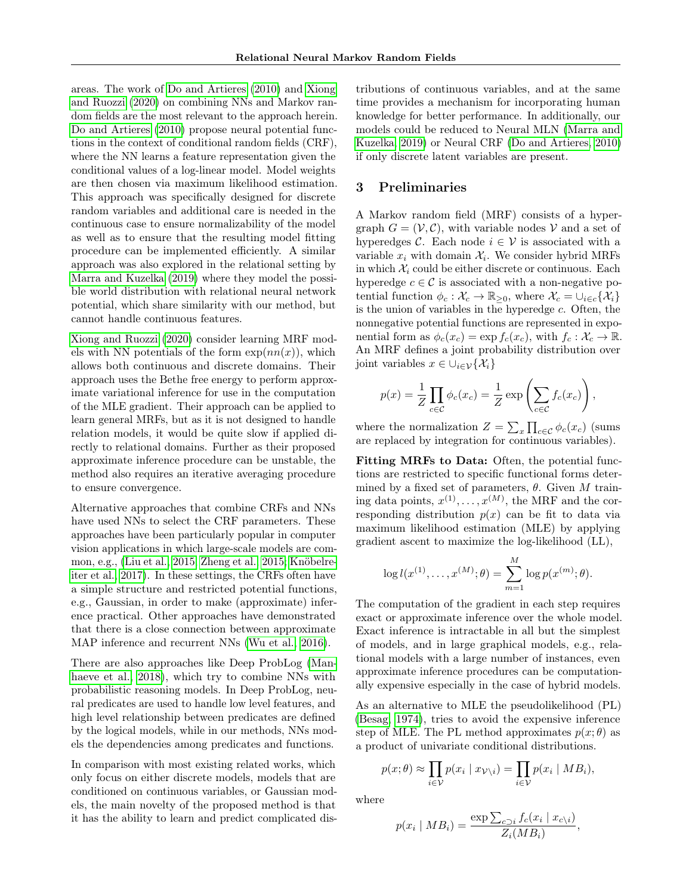areas. The work of Do and Artieres (2010) and Xiong and Ruozzi (2020) on combining NNs and Markov random fields are the most relevant to the approach herein. Do and Artieres (2010) propose neural potential functions in the context of conditional random fields (CRF), where the NN learns a feature representation given the conditional values of a log-linear model. Model weights are then chosen via maximum likelihood estimation. This approach was specifically designed for discrete random variables and additional care is needed in the continuous case to ensure normalizability of the model as well as to ensure that the resulting model fitting procedure can be implemented efficiently. A similar approach was also explored in the relational setting by Marra and Kuzelka (2019) where they model the possible world distribution with relational neural network potential, which share similarity with our method, but cannot handle continuous features.

Xiong and Ruozzi (2020) consider learning MRF models with NN potentials of the form $\exp(nn(x))$, which allows both continuous and discrete domains. Their approach uses the Bethe free energy to perform approximate variational inference for use in the computation of the MLE gradient. Their approach can be applied to learn general MRFs, but as it is not designed to handle relation models, it would be quite slow if applied directly to relational domains. Further as their proposed approximate inference procedure can be unstable, the method also requires an iterative averaging procedure to ensure convergence.

Alternative approaches that combine CRFs and NNs have used NNs to select the CRF parameters. These approaches have been particularly popular in computer vision applications in which large-scale models are common, e.g., (Liu et al., 2015; Zheng et al., 2015; Knöbelreiter et al., 2017). In these settings, the CRFs often have a simple structure and restricted potential functions, e.g., Gaussian, in order to make (approximate) inference practical. Other approaches have demonstrated that there is a close connection between approximate MAP inference and recurrent NNs (Wu et al., 2016).

There are also approaches like Deep ProbLog (Manhaeve et al., 2018), which try to combine NNs with probabilistic reasoning models. In Deep ProbLog, neural predicates are used to handle low level features, and high level relationship between predicates are defined by the logical models, while in our methods, NNs models the dependencies among predicates and functions.

In comparison with most existing related works, which only focus on either discrete models, models that are conditioned on continuous variables, or Gaussian models, the main novelty of the proposed method is that it has the ability to learn and predict complicated distributions of continuous variables, and at the same time provides a mechanism for incorporating human knowledge for better performance. In additionally, our models could be reduced to Neural MLN (Marra and Kuzelka, 2019) or Neural CRF (Do and Artieres, 2010) if only discrete latent variables are present.

## 3 Preliminaries

A Markov random field (MRF) consists of a hypergraph $G = (\mathcal{V}, \mathcal{C})$, with variable nodes $\mathcal{V}$ and a set of hyperedges $\mathcal{C}$. Each node $i \in \mathcal{V}$ is associated with a variable $x_i$ with domain $\mathcal{X}_i$. We consider hybrid MRFs in which $\mathcal{X}_i$ could be either discrete or continuous. Each hyperedge $c \in \mathcal{C}$ is associated with a non-negative potential function $\phi_c : \mathcal{X}_c \to \mathbb{R}_{\geq 0}$, where $\mathcal{X}_c = \cup_{i \in c}\{\mathcal{X}_i\}$ is the union of variables in the hyperedge $c$. Often, the nonnegative potential functions are represented in exponential form as $\phi_c(x_c) = \exp f_c(x_c)$, with $f_c : \mathcal{X}_c \to \mathbb{R}$. An MRF defines a joint probability distribution over joint variables $x \in \cup_{i \in \mathcal{V}}\{\mathcal{X}_i\}$

$$p(x) = \frac{1}{Z}\prod_{c \in \mathcal{C}} \phi_c(x_c) = \frac{1}{Z}\exp\left(\sum_{c \in \mathcal{C}} f_c(x_c)\right),$$

where the normalization $Z = \sum_x \prod_{c \in \mathcal{C}} \phi_c(x_c)$ (sums are replaced by integration for continuous variables).

**Fitting MRFs to Data:** Often, the potential functions are restricted to specific functional forms determined by a fixed set of parameters, $\theta$. Given $M$ training data points, $x^{(1)}, \ldots, x^{(M)}$, the MRF and the corresponding distribution $p(x)$ can be fit to data via maximum likelihood estimation (MLE) by applying gradient ascent to maximize the log-likelihood (LL),

$$\log l(x^{(1)}, \ldots, x^{(M)}; \theta) = \sum_{m=1}^{M} \log p(x^{(m)}; \theta).$$

The computation of the gradient in each step requires exact or approximate inference over the whole model. Exact inference is intractable in all but the simplest of models, and in large graphical models, e.g., relational models with a large number of instances, even approximate inference procedures can be computationally expensive especially in the case of hybrid models.

As an alternative to MLE the pseudolikelihood (PL) (Besag, 1974), tries to avoid the expensive inference step of MLE. The PL method approximates $p(x;\theta)$ as a product of univariate conditional distributions.

$$p(x;\theta) \approx \prod_{i \in \mathcal{V}} p(x_i \mid x_{\mathcal{V}\setminus i}) = \prod_{i \in \mathcal{V}} p(x_i \mid MB_i),$$

where

$$p(x_i \mid MB_i) = \frac{\exp \sum_{c \supset i} f_c(x_i \mid x_{c \setminus i})}{Z_i(MB_i)},$$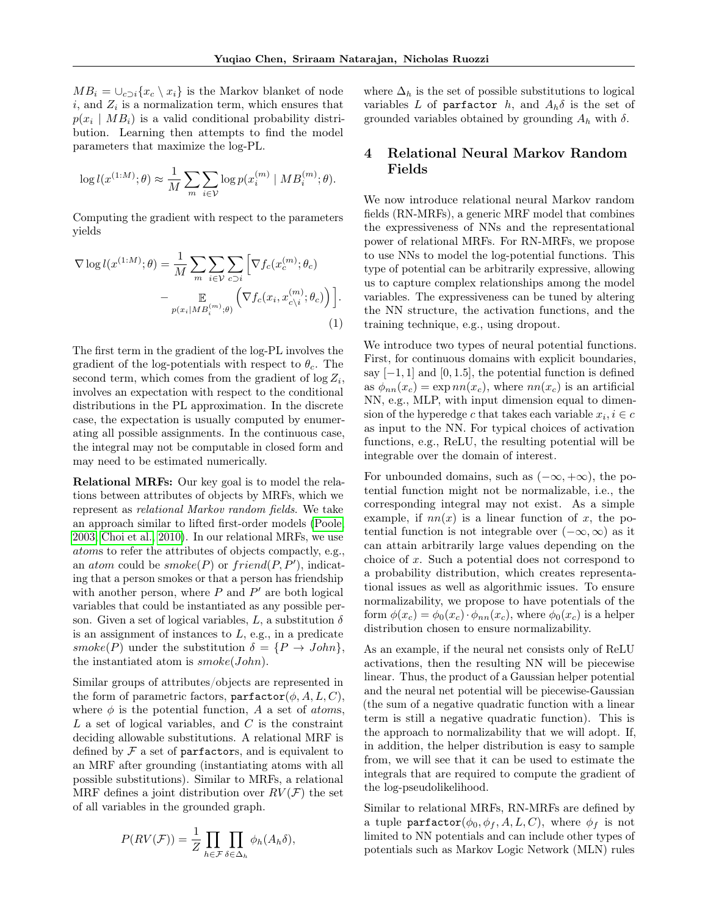$MB_i = \cup_{c \supset i} \{x_c \setminus x_i\}$ is the Markov blanket of node $i$, and $Z_i$ is a normalization term, which ensures that $p(x_i \mid MB_i)$ is a valid conditional probability distribution. Learning then attempts to find the model parameters that maximize the log-PL.

$$\log l(x^{(1:M)}; \theta) \approx \frac{1}{M} \sum_m \sum_{i \in \mathcal{V}} \log p(x_i^{(m)} \mid MB_i^{(m)}; \theta).$$

Computing the gradient with respect to the parameters yields

$$\nabla \log l(x^{(1:M)}; \theta) = \frac{1}{M} \sum_m \sum_{i \in \mathcal{V}} \sum_{c \supset i} \Big[ \nabla f_c(x_c^{(m)}; \theta_c) - \mathop{\mathbb{E}}_{p(x_i | MB_i^{(m)}; \theta)} \Big( \nabla f_c(x_i, x_{c \setminus i}^{(m)}; \theta_c) \Big) \Big]. \tag{1}$$

The first term in the gradient of the log-PL involves the gradient of the log-potentials with respect to $\theta_c$. The second term, which comes from the gradient of $\log Z_i$, involves an expectation with respect to the conditional distributions in the PL approximation. In the discrete case, the expectation is usually computed by enumerating all possible assignments. In the continuous case, the integral may not be computable in closed form and may need to be estimated numerically.

**Relational MRFs:** Our key goal is to model the relations between attributes of objects by MRFs, which we represent as *relational Markov random fields*. We take an approach similar to lifted first-order models (Poole, 2003; Choi et al., 2010). In our relational MRFs, we use *atoms* to refer the attributes of objects compactly, e.g., an *atom* could be $smoke(P)$ or $friend(P, P')$, indicating that a person smokes or that a person has friendship with another person, where $P$ and $P'$ are both logical variables that could be instantiated as any possible person. Given a set of logical variables, $L$, a substitution $\delta$ is an assignment of instances to $L$, e.g., in a predicate $smoke(P)$ under the substitution $\delta = \{P \to John\}$, the instantiated atom is $smoke(John)$.

Similar groups of attributes/objects are represented in the form of parametric factors, $\texttt{parfactor}(\phi, A, L, C)$, where $\phi$ is the potential function, $A$ a set of *atoms*, $L$ a set of logical variables, and $C$ is the constraint deciding allowable substitutions. A relational MRF is defined by $\mathcal{F}$ a set of $\texttt{parfactor}$s, and is equivalent to an MRF after grounding (instantiating atoms with all possible substitutions). Similar to MRFs, a relational MRF defines a joint distribution over $RV(\mathcal{F})$ the set of all variables in the grounded graph.

$$P(RV(\mathcal{F})) = \frac{1}{Z} \prod_{h \in \mathcal{F}} \prod_{\delta \in \Delta_h} \phi_h(A_h \delta),$$

where $\Delta_h$ is the set of possible substitutions to logical variables $L$ of $\texttt{parfactor}$ $h$, and $A_h\delta$ is the set of grounded variables obtained by grounding $A_h$ with $\delta$.

# 4 Relational Neural Markov Random Fields

We now introduce relational neural Markov random fields (RN-MRFs), a generic MRF model that combines the expressiveness of NNs and the representational power of relational MRFs. For RN-MRFs, we propose to use NNs to model the log-potential functions. This type of potential can be arbitrarily expressive, allowing us to capture complex relationships among the model variables. The expressiveness can be tuned by altering the NN structure, the activation functions, and the training technique, e.g., using dropout.

We introduce two types of neural potential functions. First, for continuous domains with explicit boundaries, say $[-1, 1]$ and $[0, 1.5]$, the potential function is defined as $\phi_{nn}(x_c) = \exp nn(x_c)$, where $nn(x_c)$ is an artificial NN, e.g., MLP, with input dimension equal to dimension of the hyperedge $c$ that takes each variable $x_i, i \in c$ as input to the NN. For typical choices of activation functions, e.g., ReLU, the resulting potential will be integrable over the domain of interest.

For unbounded domains, such as $(-\infty, +\infty)$, the potential function might not be normalizable, i.e., the corresponding integral may not exist. As a simple example, if $nn(x)$ is a linear function of $x$, the potential function is not integrable over $(-\infty, \infty)$ as it can attain arbitrarily large values depending on the choice of $x$. Such a potential does not correspond to a probability distribution, which creates representational issues as well as algorithmic issues. To ensure normalizability, we propose to have potentials of the form $\phi(x_c) = \phi_0(x_c) \cdot \phi_{nn}(x_c)$, where $\phi_0(x_c)$ is a helper distribution chosen to ensure normalizability.

As an example, if the neural net consists only of ReLU activations, then the resulting NN will be piecewise linear. Thus, the product of a Gaussian helper potential and the neural net potential will be piecewise-Gaussian (the sum of a negative quadratic function with a linear term is still a negative quadratic function). This is the approach to normalizability that we will adopt. If, in addition, the helper distribution is easy to sample from, we will see that it can be used to estimate the integrals that are required to compute the gradient of the log-pseudolikelihood.

Similar to relational MRFs, RN-MRFs are defined by a tuple $\texttt{parfactor}(\phi_0, \phi_f, A, L, C)$, where $\phi_f$ is not limited to NN potentials and can include other types of potentials such as Markov Logic Network (MLN) rules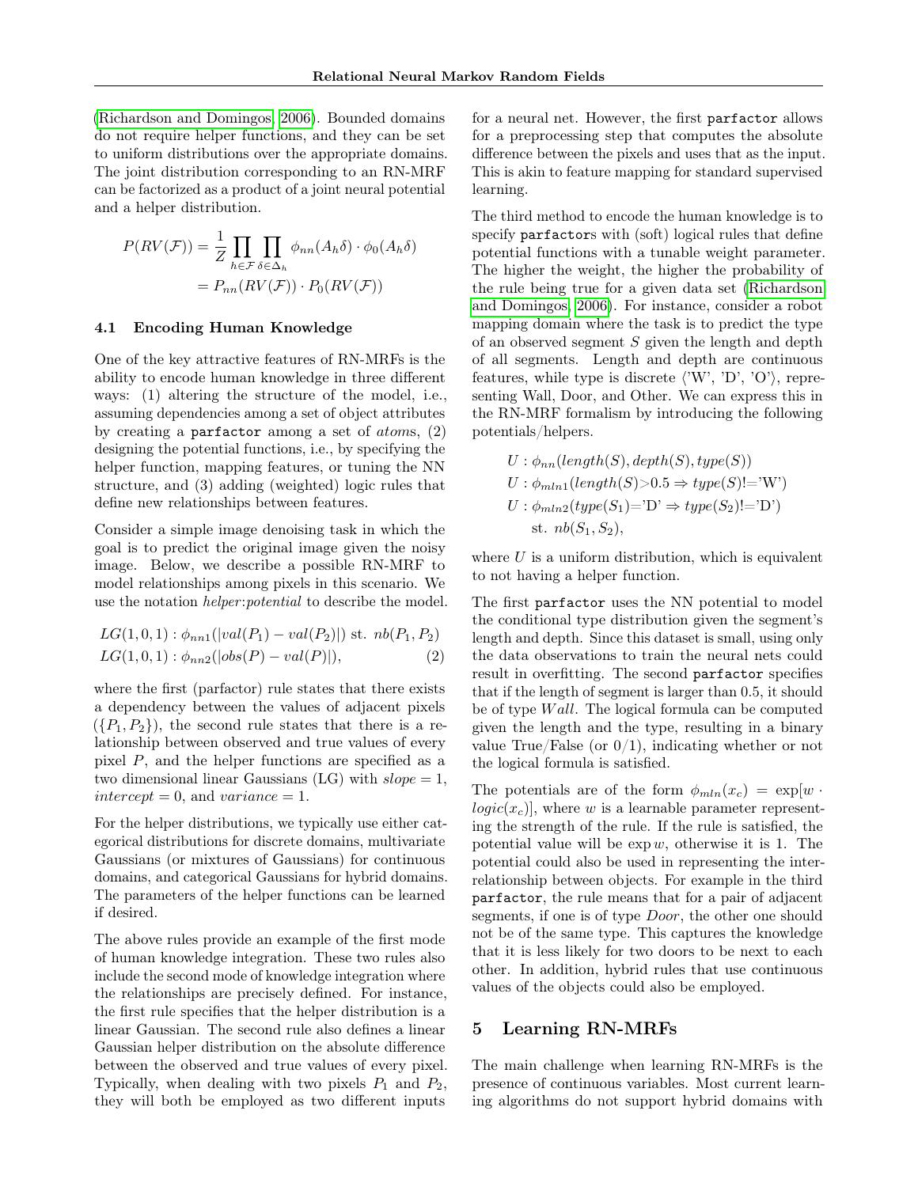(Richardson and Domingos, 2006). Bounded domains do not require helper functions, and they can be set to uniform distributions over the appropriate domains. The joint distribution corresponding to an RN-MRF can be factorized as a product of a joint neural potential and a helper distribution.

$$
\begin{aligned}
P(RV(\mathcal{F})) &= \frac{1}{Z} \prod_{h \in \mathcal{F}} \prod_{\delta \in \Delta_h} \phi_{nn}(A_h \delta) \cdot \phi_0(A_h \delta) \\
&= P_{nn}(RV(\mathcal{F})) \cdot P_0(RV(\mathcal{F}))
\end{aligned}
$$

### 4.1 Encoding Human Knowledge

One of the key attractive features of RN-MRFs is the ability to encode human knowledge in three different ways: (1) altering the structure of the model, i.e., assuming dependencies among a set of object attributes by creating a `parfactor` among a set of *atoms*, (2) designing the potential functions, i.e., by specifying the helper function, mapping features, or tuning the NN structure, and (3) adding (weighted) logic rules that define new relationships between features.

Consider a simple image denoising task in which the goal is to predict the original image given the noisy image. Below, we describe a possible RN-MRF to model relationships among pixels in this scenario. We use the notation *helper*:*potential* to describe the model.

$$
\begin{aligned}
&LG(1,0,1) : \phi_{nn1}(|val(P_1) - val(P_2)|) \text{ st. } nb(P_1, P_2) \\
&LG(1,0,1) : \phi_{nn2}(|obs(P) - val(P)|), \qquad (2)
\end{aligned}
$$

where the first (parfactor) rule states that there exists a dependency between the values of adjacent pixels ($\{P_1, P_2\}$), the second rule states that there is a relationship between observed and true values of every pixel $P$, and the helper functions are specified as a two dimensional linear Gaussians (LG) with $slope = 1$, $intercept = 0$, and $variance = 1$.

For the helper distributions, we typically use either categorical distributions for discrete domains, multivariate Gaussians (or mixtures of Gaussians) for continuous domains, and categorical Gaussians for hybrid domains. The parameters of the helper functions can be learned if desired.

The above rules provide an example of the first mode of human knowledge integration. These two rules also include the second mode of knowledge integration where the relationships are precisely defined. For instance, the first rule specifies that the helper distribution is a linear Gaussian. The second rule also defines a linear Gaussian helper distribution on the absolute difference between the observed and true values of every pixel. Typically, when dealing with two pixels $P_1$ and $P_2$, they will both be employed as two different inputs for a neural net. However, the first `parfactor` allows for a preprocessing step that computes the absolute difference between the pixels and uses that as the input. This is akin to feature mapping for standard supervised learning.

The third method to encode the human knowledge is to specify `parfactor`s with (soft) logical rules that define potential functions with a tunable weight parameter. The higher the weight, the higher the probability of the rule being true for a given data set (Richardson and Domingos, 2006). For instance, consider a robot mapping domain where the task is to predict the type of an observed segment $S$ given the length and depth of all segments. Length and depth are continuous features, while type is discrete $\langle$'W', 'D', 'O'$\rangle$, representing Wall, Door, and Other. We can express this in the RN-MRF formalism by introducing the following potentials/helpers.

$$
\begin{aligned}
&U : \phi_{nn}(length(S), depth(S), type(S)) \\
&U : \phi_{mln1}(length(S) > 0.5 \Rightarrow type(S) != \text{'W'}) \\
&U : \phi_{mln2}(type(S_1) = \text{'D'} \Rightarrow type(S_2) != \text{'D'}) \\
&\quad \text{st. } nb(S_1, S_2),
\end{aligned}
$$

where $U$ is a uniform distribution, which is equivalent to not having a helper function.

The first `parfactor` uses the NN potential to model the conditional type distribution given the segment's length and depth. Since this dataset is small, using only the data observations to train the neural nets could result in overfitting. The second `parfactor` specifies that if the length of segment is larger than 0.5, it should be of type *Wall*. The logical formula can be computed given the length and the type, resulting in a binary value True/False (or 0/1), indicating whether or not the logical formula is satisfied.

The potentials are of the form $\phi_{mln}(x_c) = \exp[w \cdot logic(x_c)]$, where $w$ is a learnable parameter representing the strength of the rule. If the rule is satisfied, the potential value will be $\exp w$, otherwise it is 1. The potential could also be used in representing the interrelationship between objects. For example in the third `parfactor`, the rule means that for a pair of adjacent segments, if one is of type *Door*, the other one should not be of the same type. This captures the knowledge that it is less likely for two doors to be next to each other. In addition, hybrid rules that use continuous values of the objects could also be employed.

## 5 Learning RN-MRFs

The main challenge when learning RN-MRFs is the presence of continuous variables. Most current learning algorithms do not support hybrid domains with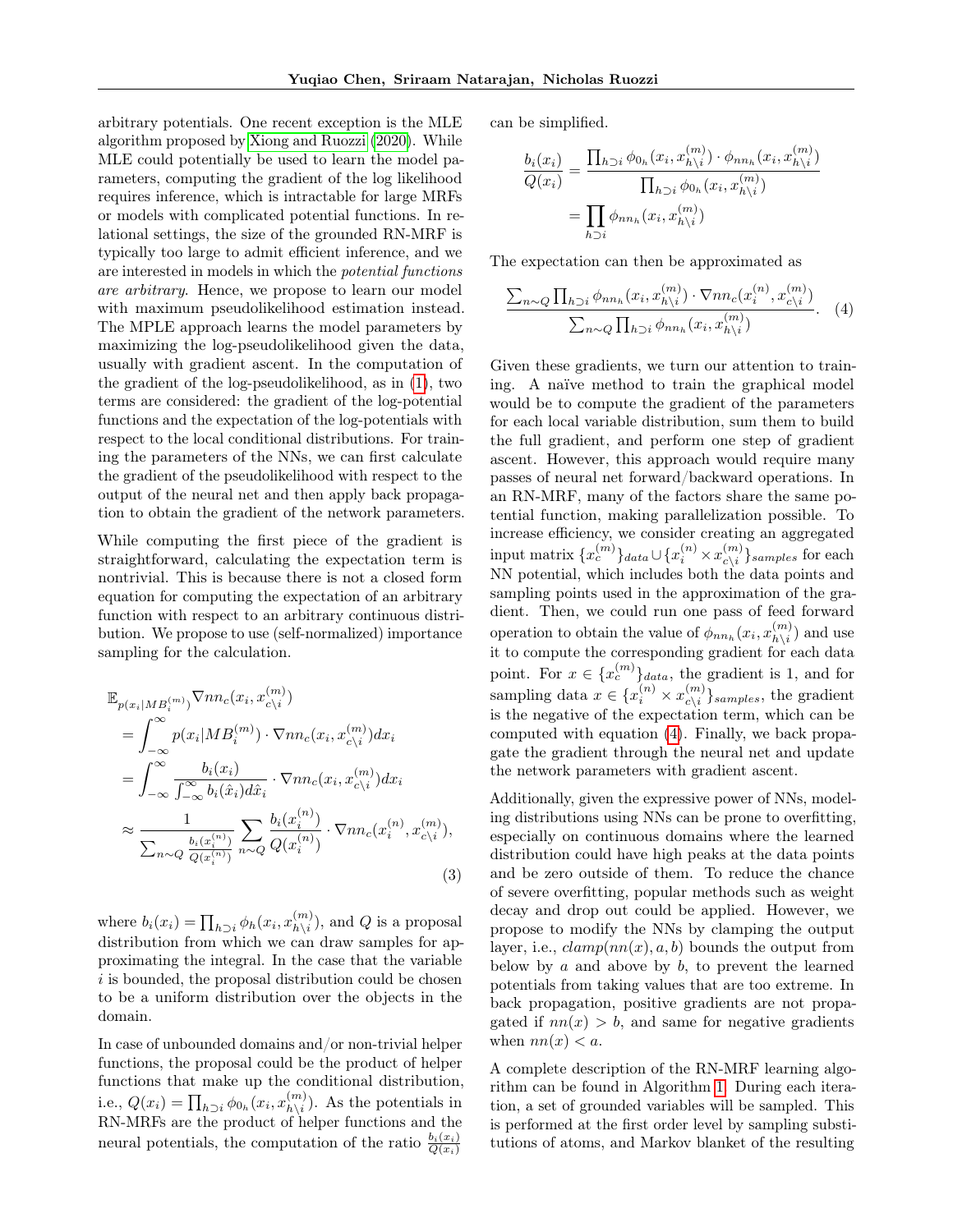arbitrary potentials. One recent exception is the MLE algorithm proposed by Xiong and Ruozzi (2020). While MLE could potentially be used to learn the model parameters, computing the gradient of the log likelihood requires inference, which is intractable for large MRFs or models with complicated potential functions. In relational settings, the size of the grounded RN-MRF is typically too large to admit efficient inference, and we are interested in models in which the *potential functions are arbitrary*. Hence, we propose to learn our model with maximum pseudolikelihood estimation instead. The MPLE approach learns the model parameters by maximizing the log-pseudolikelihood given the data, usually with gradient ascent. In the computation of the gradient of the log-pseudolikelihood, as in (1), two terms are considered: the gradient of the log-potential functions and the expectation of the log-potentials with respect to the local conditional distributions. For training the parameters of the NNs, we can first calculate the gradient of the pseudolikelihood with respect to the output of the neural net and then apply back propagation to obtain the gradient of the network parameters.

While computing the first piece of the gradient is straightforward, calculating the expectation term is nontrivial. This is because there is not a closed form equation for computing the expectation of an arbitrary function with respect to an arbitrary continuous distribution. We propose to use (self-normalized) importance sampling for the calculation.

$$
\begin{aligned}
&\mathbb{E}_{p(x_i|MB_i^{(m)})} \nabla nn_c(x_i, x_{c\setminus i}^{(m)}) \\
&= \int_{-\infty}^{\infty} p(x_i|MB_i^{(m)}) \cdot \nabla nn_c(x_i, x_{c\setminus i}^{(m)}) dx_i \\
&= \int_{-\infty}^{\infty} \frac{b_i(x_i)}{\int_{-\infty}^{\infty} b_i(\hat{x}_i) d\hat{x}_i} \cdot \nabla nn_c(x_i, x_{c\setminus i}^{(m)}) dx_i \\
&\approx \frac{1}{\sum_{n\sim Q} \frac{b_i(x_i^{(n)})}{Q(x_i^{(n)})}} \sum_{n\sim Q} \frac{b_i(x_i^{(n)})}{Q(x_i^{(n)})} \cdot \nabla nn_c(x_i^{(n)}, x_{c\setminus i}^{(m)}),
\end{aligned}
\tag{3}
$$

where $b_i(x_i) = \prod_{h\supset i} \phi_h(x_i, x_{h\setminus i}^{(m)})$, and $Q$ is a proposal distribution from which we can draw samples for approximating the integral. In the case that the variable $i$ is bounded, the proposal distribution could be chosen to be a uniform distribution over the objects in the domain.

In case of unbounded domains and/or non-trivial helper functions, the proposal could be the product of helper functions that make up the conditional distribution, i.e., $Q(x_i) = \prod_{h\supset i} \phi_{0_h}(x_i, x_{h\setminus i}^{(m)})$. As the potentials in RN-MRFs are the product of helper functions and the neural potentials, the computation of the ratio $\frac{b_i(x_i)}{Q(x_i)}$ can be simplified.

$$
\begin{aligned}
\frac{b_i(x_i)}{Q(x_i)} &= \frac{\prod_{h\supset i} \phi_{0_h}(x_i, x_{h\setminus i}^{(m)}) \cdot \phi_{nn_h}(x_i, x_{h\setminus i}^{(m)})}{\prod_{h\supset i} \phi_{0_h}(x_i, x_{h\setminus i}^{(m)})} \\
&= \prod_{h\supset i} \phi_{nn_h}(x_i, x_{h\setminus i}^{(m)})
\end{aligned}
$$

The expectation can then be approximated as

$$
\frac{\sum_{n\sim Q} \prod_{h\supset i} \phi_{nn_h}(x_i, x_{h\setminus i}^{(m)}) \cdot \nabla nn_c(x_i^{(n)}, x_{c\setminus i}^{(m)})}{\sum_{n\sim Q} \prod_{h\supset i} \phi_{nn_h}(x_i, x_{h\setminus i}^{(m)})}. \tag{4}
$$

Given these gradients, we turn our attention to training. A naïve method to train the graphical model would be to compute the gradient of the parameters for each local variable distribution, sum them to build the full gradient, and perform one step of gradient ascent. However, this approach would require many passes of neural net forward/backward operations. In an RN-MRF, many of the factors share the same potential function, making parallelization possible. To increase efficiency, we consider creating an aggregated input matrix $\{x_c^{(m)}\}_{data} \cup \{x_i^{(n)} \times x_{c\setminus i}^{(m)}\}_{samples}$ for each NN potential, which includes both the data points and sampling points used in the approximation of the gradient. Then, we could run one pass of feed forward operation to obtain the value of $\phi_{nn_h}(x_i, x_{h\setminus i}^{(m)})$ and use it to compute the corresponding gradient for each data point. For $x \in \{x_c^{(m)}\}_{data}$, the gradient is 1, and for sampling data $x \in \{x_i^{(n)} \times x_{c\setminus i}^{(m)}\}_{samples}$, the gradient is the negative of the expectation term, which can be computed with equation (4). Finally, we back propagate the gradient through the neural net and update the network parameters with gradient ascent.

Additionally, given the expressive power of NNs, modeling distributions using NNs can be prone to overfitting, especially on continuous domains where the learned distribution could have high peaks at the data points and be zero outside of them. To reduce the chance of severe overfitting, popular methods such as weight decay and drop out could be applied. However, we propose to modify the NNs by clamping the output layer, i.e., $clamp(nn(x), a, b)$ bounds the output from below by $a$ and above by $b$, to prevent the learned potentials from taking values that are too extreme. In back propagation, positive gradients are not propagated if $nn(x) > b$, and same for negative gradients when $nn(x) < a$.

A complete description of the RN-MRF learning algorithm can be found in Algorithm 1. During each iteration, a set of grounded variables will be sampled. This is performed at the first order level by sampling substitutions of atoms, and Markov blanket of the resulting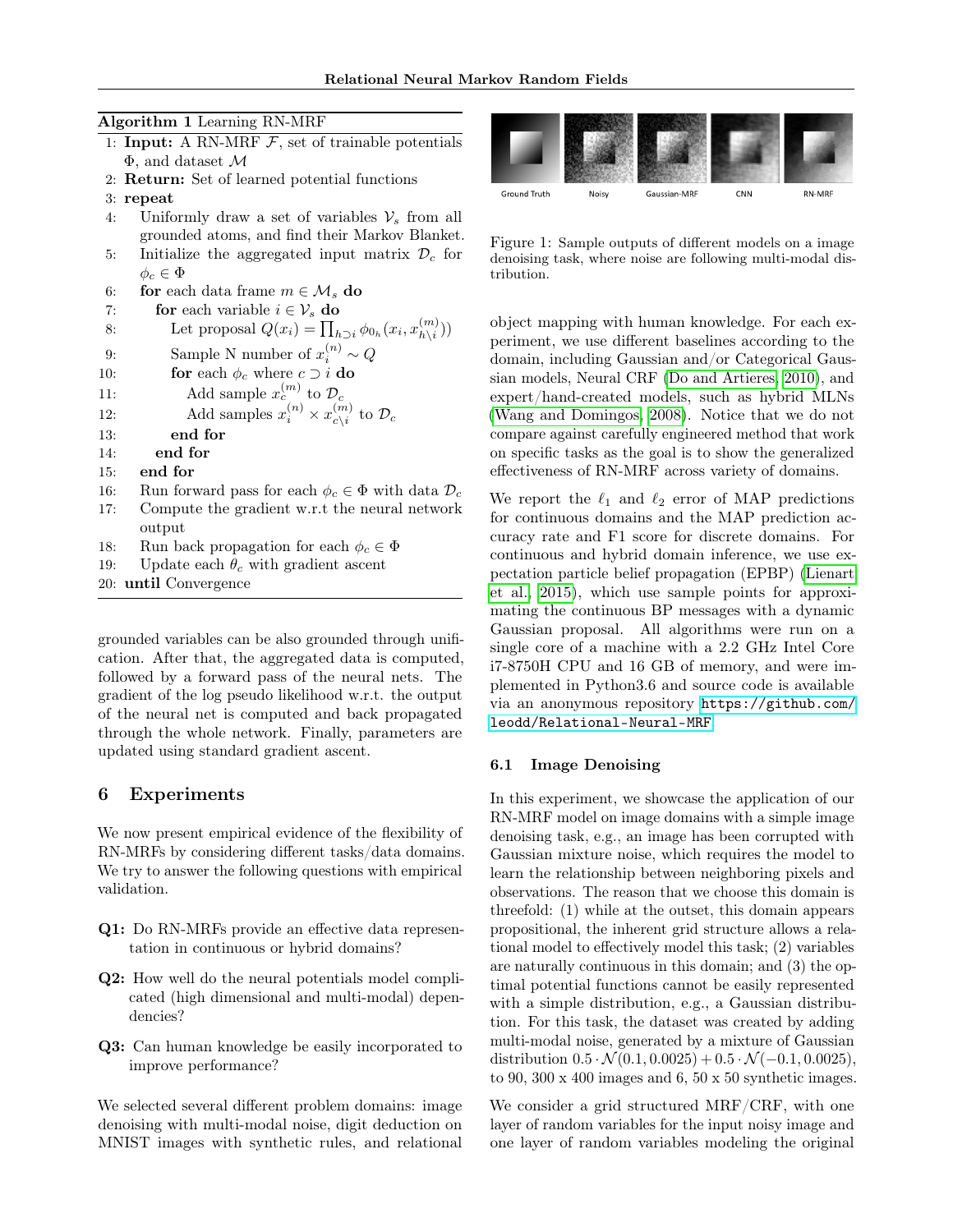**Algorithm 1** Learning RN-MRF

```
1: Input: A RN-MRF F, set of trainable potentials Φ, and dataset M
2: Return: Set of learned potential functions
3: repeat
4:   Uniformly draw a set of variables V_s from all grounded atoms, and find their Markov Blanket.
5:   Initialize the aggregated input matrix D_c for φ_c ∈ Φ
6:   for each data frame m ∈ M_s do
7:     for each variable i ∈ V_s do
8:       Let proposal Q(x_i) = ∏_{h⊃i} φ_{0_h}(x_i, x^(m)_{h\i})
9:       Sample N number of x^(n)_i ~ Q
10:      for each φ_c where c ⊃ i do
11:        Add sample x^(m)_c to D_c
12:        Add samples x^(n)_i × x^(m)_{c\i} to D_c
13:      end for
14:    end for
15:  end for
16:  Run forward pass for each φ_c ∈ Φ with data D_c
17:  Compute the gradient w.r.t the neural network output
18:  Run back propagation for each φ_c ∈ Φ
19:  Update each θ_c with gradient ascent
20: until Convergence
```

grounded variables can be also grounded through unification. After that, the aggregated data is computed, followed by a forward pass of the neural nets. The gradient of the log pseudo likelihood w.r.t. the output of the neural net is computed and back propagated through the whole network. Finally, parameters are updated using standard gradient ascent.

## 6 Experiments

We now present empirical evidence of the flexibility of RN-MRFs by considering different tasks/data domains. We try to answer the following questions with empirical validation.

**Q1:** Do RN-MRFs provide an effective data representation in continuous or hybrid domains?

**Q2:** How well do the neural potentials model complicated (high dimensional and multi-modal) dependencies?

**Q3:** Can human knowledge be easily incorporated to improve performance?

We selected several different problem domains: image denoising with multi-modal noise, digit deduction on MNIST images with synthetic rules, and relational object mapping with human knowledge. For each experiment, we use different baselines according to the domain, including Gaussian and/or Categorical Gaussian models, Neural CRF (Do and Artieres, 2010), and expert/hand-created models, such as hybrid MLNs (Wang and Domingos, 2008). Notice that we do not compare against carefully engineered method that work on specific tasks as the goal is to show the generalized effectiveness of RN-MRF across variety of domains.

Ground Truth | Noisy | Gaussian-MRF | CNN | RN-MRF

Figure 1: Sample outputs of different models on a image denoising task, where noise are following multi-modal distribution.

We report the $\ell_1$ and $\ell_2$ error of MAP predictions for continuous domains and the MAP prediction accuracy rate and F1 score for discrete domains. For continuous and hybrid domain inference, we use expectation particle belief propagation (EPBP) (Lienart et al., 2015), which use sample points for approximating the continuous BP messages with a dynamic Gaussian proposal. All algorithms were run on a single core of a 2.2 GHz Intel Core i7-8750H CPU and 16 GB of memory, and were implemented in Python3.6 and source code is available via an anonymous repository https://github.com/leodd/Relational-Neural-MRF.

### 6.1 Image Denoising

In this experiment, we showcase the application of our RN-MRF model on image domains with a simple image denoising task, e.g., an image has been corrupted with Gaussian mixture noise, which requires the model to learn the relationship between neighboring pixels and observations. The reason that we choose this domain is threefold: (1) while at the outset, this domain appears propositional, the inherent grid structure allows a relational model to effectively model this task; (2) variables are naturally continuous in this domain; and (3) the optimal potential functions cannot be easily represented with a simple distribution, e.g., a Gaussian distribution. For this task, the dataset was created by adding multi-modal noise, generated by a mixture of Gaussian distribution $0.5 \cdot \mathcal{N}(0.1, 0.0025) + 0.5 \cdot \mathcal{N}(-0.1, 0.0025)$, to 90, 300 x 400 images and 6, 50 x 50 synthetic images.

We consider a grid structured MRF/CRF, with one layer of random variables for the input noisy image and one layer of random variables modeling the original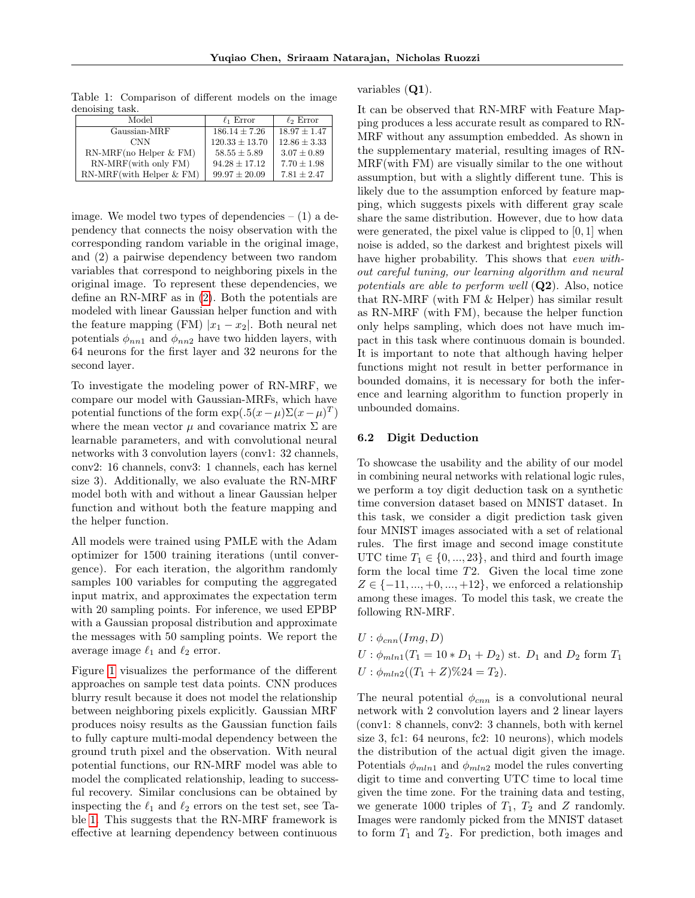Table 1: Comparison of different models on the image denoising task.

| Model | $\ell_1$ Error | $\ell_2$ Error |
| --- | --- | --- |
| Gaussian-MRF | $186.14 \pm 7.26$ | $18.97 \pm 1.47$ |
| CNN | $120.33 \pm 13.70$ | $12.86 \pm 3.33$ |
| RN-MRF(no Helper & FM) | $58.55 \pm 5.89$ | $3.07 \pm 0.89$ |
| RN-MRF(with only FM) | $94.28 \pm 17.12$ | $7.70 \pm 1.98$ |
| RN-MRF(with Helper & FM) | $99.97 \pm 20.09$ | $7.81 \pm 2.47$ |

image. We model two types of dependencies – (1) a dependency that connects the noisy observation with the corresponding random variable in the original image, and (2) a pairwise dependency between two random variables that correspond to neighboring pixels in the original image. To represent these dependencies, we define an RN-MRF as in (2). Both the potentials are modeled with linear Gaussian helper function and with the feature mapping (FM) $|x_1 - x_2|$. Both neural net potentials $\phi_{nn1}$ and $\phi_{nn2}$ have two hidden layers, with 64 neurons for the first layer and 32 neurons for the second layer.

To investigate the modeling power of RN-MRF, we compare our model with Gaussian-MRFs, which have potential functions of the form $\exp(.5(x-\mu)\Sigma(x-\mu)^T)$ where the mean vector $\mu$ and covariance matrix $\Sigma$ are learnable parameters, and with convolutional neural networks with 3 convolution layers (conv1: 32 channels, conv2: 16 channels, conv3: 1 channels, each has kernel size 3). Additionally, we also evaluate the RN-MRF model both with and without a linear Gaussian helper function and without both the feature mapping and the helper function.

All models were trained using PMLE with the Adam optimizer for 1500 training iterations (until convergence). For each iteration, the algorithm randomly samples 100 variables for computing the aggregated input matrix, and approximates the expectation term with 20 sampling points. For inference, we used EPBP with a Gaussian proposal distribution and approximate the messages with 50 sampling points. We report the average image $\ell_1$ and $\ell_2$ error.

Figure 1 visualizes the performance of the different approaches on sample test data points. CNN produces blurry result because it does not model the relationship between neighboring pixels explicitly. Gaussian MRF produces noisy results as the Gaussian function fails to fully capture multi-modal dependency between the ground truth pixel and the observation. With neural potential functions, our RN-MRF model was able to model the complicated relationship, leading to successful recovery. Similar conclusions can be obtained by inspecting the $\ell_1$ and $\ell_2$ errors on the test set, see Table 1. This suggests that the RN-MRF framework is effective at learning dependency between continuous variables (**Q1**).

It can be observed that RN-MRF with Feature Mapping produces a less accurate result as compared to RN-MRF without any assumption embedded. As shown in the supplementary material, resulting images of RN-MRF(with FM) are visually similar to the one without assumption, but with a slightly different tune. This is likely due to the assumption enforced by feature mapping, which suggests pixels with different gray scale share the same distribution. However, due to how data were generated, the pixel value is clipped to $[0, 1]$ when noise is added, so the darkest and brightest pixels will have higher probability. This shows that *even without careful tuning, our learning algorithm and neural potentials are able to perform well* (**Q2**). Also, notice that RN-MRF (with FM & Helper) has similar result as RN-MRF (with FM), because the helper function only helps sampling, which does not have much impact in this task where continuous domain is bounded. It is important to note that although having helper functions might not result in better performance in bounded domains, it is necessary for both the inference and learning algorithm to function properly in unbounded domains.

### 6.2 Digit Deduction

To showcase the usability and the ability of our model in combining neural networks with relational logic rules, we perform a toy digit deduction task on a synthetic time conversion dataset based on MNIST dataset. In this task, we consider a digit prediction task given four MNIST images associated with a set of relational rules. The first image and second image constitute UTC time $T_1 \in \{0, ..., 23\}$, and third and fourth image form the local time $T2$. Given the local time zone $Z \in \{-11, ..., +0, ..., +12\}$, we enforced a relationship among these images. To model this task, we create the following RN-MRF.

$$U : \phi_{cnn}(Img, D)$$
$$U : \phi_{mln1}(T_1 = 10 * D_1 + D_2) \text{ st. } D_1 \text{ and } D_2 \text{ form } T_1$$
$$U : \phi_{mln2}((T_1 + Z)\%24 = T_2).$$

The neural potential $\phi_{cnn}$ is a convolutional neural network with 2 convolution layers and 2 linear layers (conv1: 8 channels, conv2: 3 channels, both with kernel size 3, fc1: 64 neurons, fc2: 10 neurons), which models the distribution of the actual digit given the image. Potentials $\phi_{mln1}$ and $\phi_{mln2}$ model the rules converting digit to time and converting UTC time to local time given the time zone. For the training data and testing, we generate 1000 triples of $T_1$, $T_2$ and $Z$ randomly. Images were randomly picked from the MNIST dataset to form $T_1$ and $T_2$. For prediction, both images and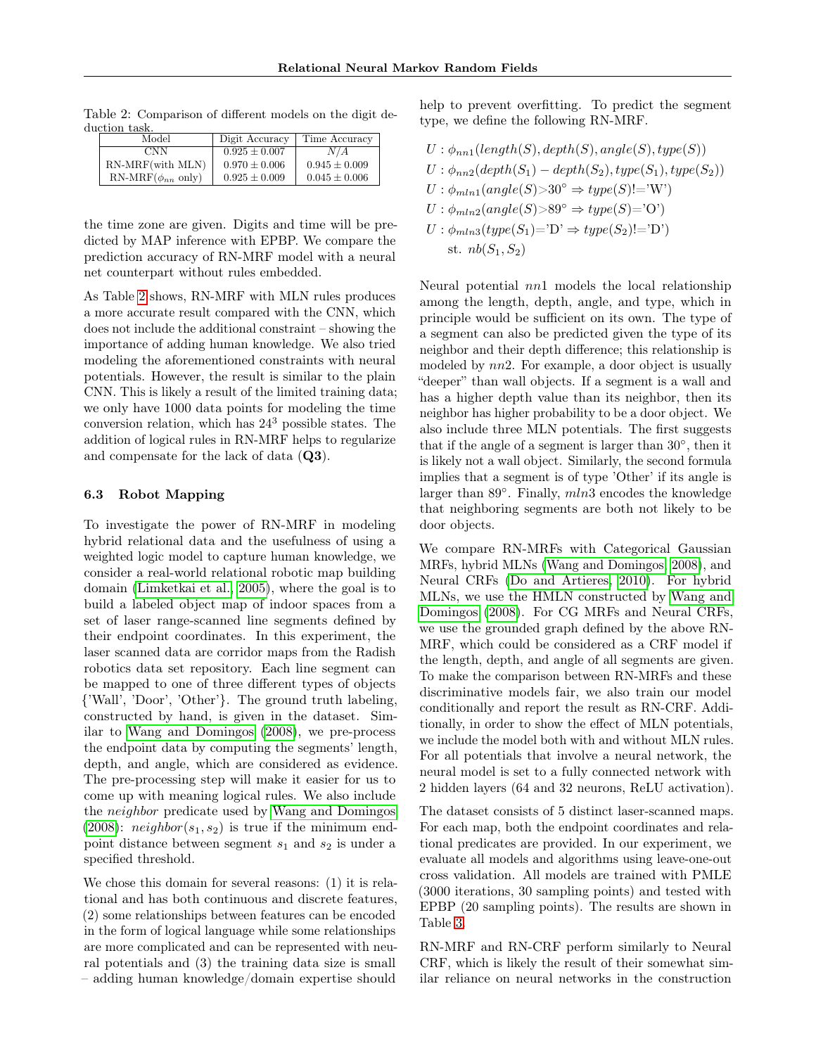Table 2: Comparison of different models on the digit deduction task.

| Model | Digit Accuracy | Time Accuracy |
| --- | --- | --- |
| CNN | $0.925 \pm 0.007$ | $N/A$ |
| RN-MRF(with MLN) | $0.970 \pm 0.006$ | $0.945 \pm 0.009$ |
| RN-MRF($\phi_{nn}$ only) | $0.925 \pm 0.009$ | $0.045 \pm 0.006$ |

the time zone are given. Digits and time will be predicted by MAP inference with EPBP. We compare the prediction accuracy of RN-MRF model with a neural net counterpart without rules embedded.

As Table 2 shows, RN-MRF with MLN rules produces a more accurate result compared with the CNN, which does not include the additional constraint – showing the importance of adding human knowledge. We also tried modeling the aforementioned constraints with neural potentials. However, the result is similar to the plain CNN. This is likely a result of the limited training data; we only have 1000 data points for modeling the time conversion relation, which has $24^3$ possible states. The addition of logical rules in RN-MRF helps to regularize and compensate for the lack of data (**Q3**).

### 6.3 Robot Mapping

To investigate the power of RN-MRF in modeling hybrid relational data and the usefulness of using a weighted logic model to capture human knowledge, we consider a real-world relational robotic map building domain (Limketkai et al., 2005), where the goal is to build a labeled object map of indoor spaces from a set of laser range-scanned line segments defined by their endpoint coordinates. In this experiment, the laser scanned data are corridor maps from the Radish robotics data set repository. Each line segment can be mapped to one of three different types of objects {'Wall', 'Door', 'Other'}. The ground truth labeling, constructed by hand, is given in the dataset. Similar to Wang and Domingos (2008), we pre-process the endpoint data by computing the segments' length, depth, and angle, which are considered as evidence. The pre-processing step will make it easier for us to come up with meaning logical rules. We also include the *neighbor* predicate used by Wang and Domingos (2008): $neighbor(s_1, s_2)$ is true if the minimum endpoint distance between segment $s_1$ and $s_2$ is under a specified threshold.

We chose this domain for several reasons: (1) it is relational and has both continuous and discrete features, (2) some relationships between features can be encoded in the form of logical language while some relationships are more complicated and can be represented with neural potentials and (3) the training data size is small – adding human knowledge/domain expertise should help to prevent overfitting. To predict the segment type, we define the following RN-MRF.

$$
\begin{aligned}
&U : \phi_{nn1}(length(S), depth(S), angle(S), type(S)) \\
&U : \phi_{nn2}(depth(S_1) - depth(S_2), type(S_1), type(S_2)) \\
&U : \phi_{mln1}(angle(S) > 30^\circ \Rightarrow type(S) != \text{'W'}) \\
&U : \phi_{mln2}(angle(S) > 89^\circ \Rightarrow type(S) = \text{'O'}) \\
&U : \phi_{mln3}(type(S_1) = \text{'D'} \Rightarrow type(S_2) != \text{'D'}) \\
&\quad \text{st. } nb(S_1, S_2)
\end{aligned}
$$

Neural potential $nn1$ models the local relationship among the length, depth, angle, and type, which in principle would be sufficient on its own. The type of a segment can also be predicted given the type of its neighbor and their depth difference; this relationship is modeled by $nn2$. For example, a door object is usually "deeper" than wall objects. If a segment is a wall and has a higher depth value than its neighbor, then its neighbor has higher probability to be a door object. We also include three MLN potentials. The first suggests that if the angle of a segment is larger than $30^\circ$, then it is likely not a wall object. Similarly, the second formula implies that a segment is of type 'Other' if its angle is larger than $89^\circ$. Finally, $mln3$ encodes the knowledge that neighboring segments are both not likely to be door objects.

We compare RN-MRFs with Categorical Gaussian MRFs, hybrid MLNs (Wang and Domingos, 2008), and Neural CRFs (Do and Artieres, 2010). For hybrid MLNs, we use the HMLN constructed by Wang and Domingos (2008). For CG MRFs and Neural CRFs, we use the grounded graph defined by the above RN-MRF, which could be considered as a CRF model if the length, depth, and angle of all segments are given. To make the comparison between RN-MRFs and these discriminative models fair, we also train our model conditionally and report the result as RN-CRF. Additionally, in order to show the effect of MLN potentials, we include the model both with and without MLN rules. For all potentials that involve a neural network, the neural model is set to a fully connected network with 2 hidden layers (64 and 32 neurons, ReLU activation).

The dataset consists of 5 distinct laser-scanned maps. For each map, both the endpoint coordinates and relational predicates are provided. In our experiment, we evaluate all models and algorithms using leave-one-out cross validation. All models are trained with PMLE (3000 iterations, 30 sampling points) and tested with EPBP (20 sampling points). The results are shown in Table 3.

RN-MRF and RN-CRF perform similarly to Neural CRF, which is likely the result of their somewhat similar reliance on neural networks in the construction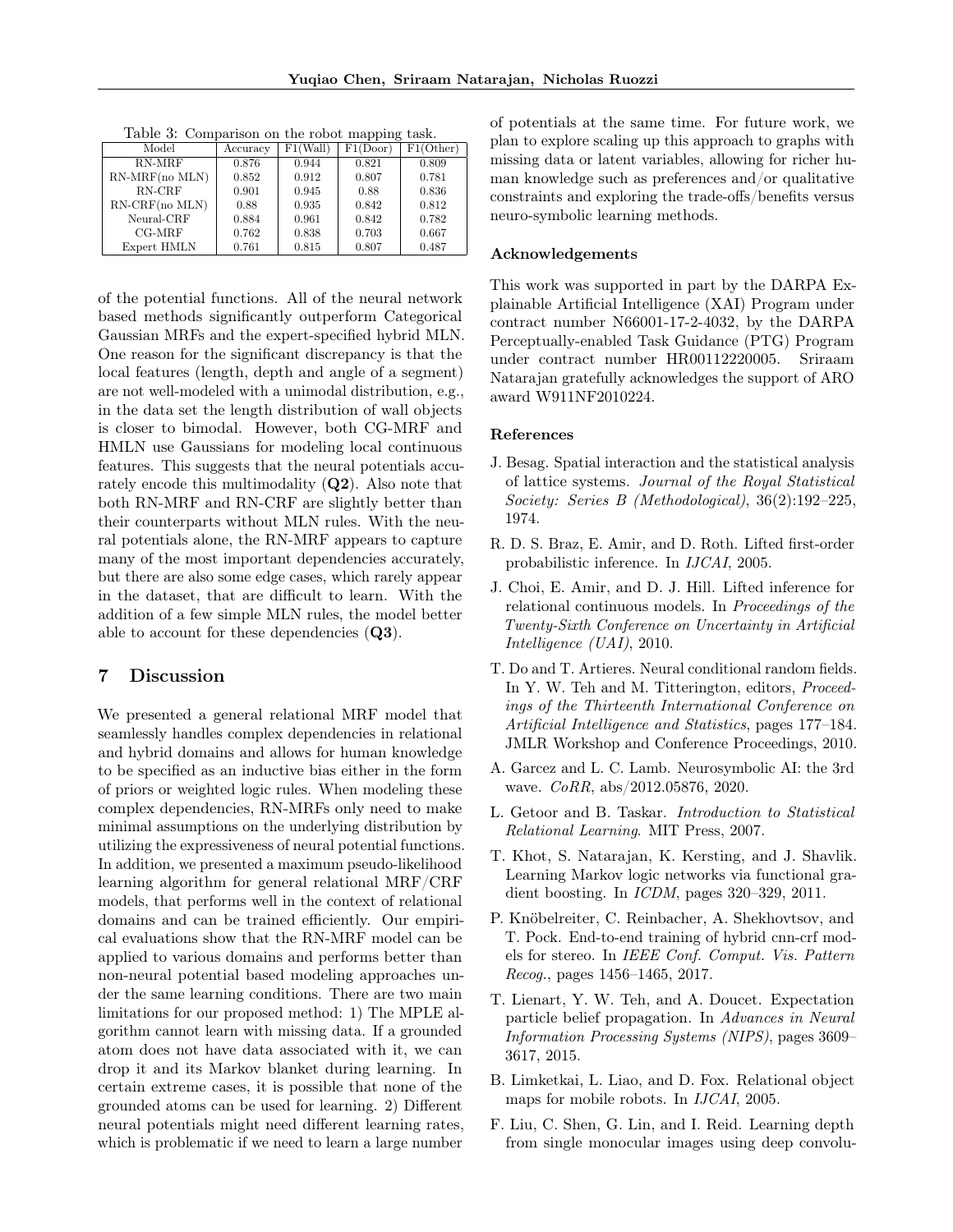Table 3: Comparison on the robot mapping task.

| Model | Accuracy | F1(Wall) | F1(Door) | F1(Other) |
|---|---|---|---|---|
| RN-MRF | 0.876 | 0.944 | 0.821 | 0.809 |
| RN-MRF(no MLN) | 0.852 | 0.912 | 0.807 | 0.781 |
| RN-CRF | 0.901 | 0.945 | 0.88 | 0.836 |
| RN-CRF(no MLN) | 0.88 | 0.935 | 0.842 | 0.812 |
| Neural-CRF | 0.884 | 0.961 | 0.842 | 0.782 |
| CG-MRF | 0.762 | 0.838 | 0.703 | 0.667 |
| Expert HMLN | 0.761 | 0.815 | 0.807 | 0.487 |

of the potential functions. All of the neural network based methods significantly outperform Categorical Gaussian MRFs and the expert-specified hybrid MLN. One reason for the significant discrepancy is that the local features (length, depth and angle of a segment) are not well-modeled with a unimodal distribution, e.g., in the data set the length distribution of wall objects is closer to bimodal. However, both CG-MRF and HMLN use Gaussians for modeling local continuous features. This suggests that the neural potentials accurately encode this multimodality (**Q2**). Also note that both RN-MRF and RN-CRF are slightly better than their counterparts without MLN rules. With the neural potentials alone, the RN-MRF appears to capture many of the most important dependencies accurately, but there are also some edge cases, which rarely appear in the dataset, that are difficult to learn. With the addition of a few simple MLN rules, the model better able to account for these dependencies (**Q3**).

## 7 Discussion

We presented a general relational MRF model that seamlessly handles complex dependencies in relational and hybrid domains and allows for human knowledge to be specified as an inductive bias either in the form of priors or weighted logic rules. When modeling these complex dependencies, RN-MRFs only need to make minimal assumptions on the underlying distribution by utilizing the expressiveness of neural potential functions. In addition, we presented a maximum pseudo-likelihood learning algorithm for general relational MRF/CRF models, that performs well in the context of relational domains and can be trained efficiently. Our empirical evaluations show that the RN-MRF model can be applied to various domains and performs better than non-neural potential based modeling approaches under the same learning conditions. There are two main limitations for our proposed method: 1) The MPLE algorithm cannot learn with missing data. If a grounded atom does not have data associated with it, we can drop it and its Markov blanket during learning. In certain extreme cases, it is possible that none of the grounded atoms can be used for learning. 2) Different neural potentials might need different learning rates, which is problematic if we need to learn a large number of potentials at the same time. For future work, we plan to explore scaling up this approach to graphs with missing data or latent variables, allowing for richer human knowledge such as preferences and/or qualitative constraints and exploring the trade-offs/benefits versus neuro-symbolic learning methods.

### Acknowledgements

This work was supported in part by the DARPA Explainable Artificial Intelligence (XAI) Program under contract number N66001-17-2-4032, by the DARPA Perceptually-enabled Task Guidance (PTG) Program under contract number HR00112220005. Sriraam Natarajan gratefully acknowledges the support of ARO award W911NF2010224.

### References

J. Besag. Spatial interaction and the statistical analysis of lattice systems. *Journal of the Royal Statistical Society: Series B (Methodological)*, 36(2):192–225, 1974.

R. D. S. Braz, E. Amir, and D. Roth. Lifted first-order probabilistic inference. In *IJCAI*, 2005.

J. Choi, E. Amir, and D. J. Hill. Lifted inference for relational continuous models. In *Proceedings of the Twenty-Sixth Conference on Uncertainty in Artificial Intelligence (UAI)*, 2010.

T. Do and T. Artieres. Neural conditional random fields. In Y. W. Teh and M. Titterington, editors, *Proceedings of the Thirteenth International Conference on Artificial Intelligence and Statistics*, pages 177–184. JMLR Workshop and Conference Proceedings, 2010.

A. Garcez and L. C. Lamb. Neurosymbolic AI: the 3rd wave. *CoRR*, abs/2012.05876, 2020.

L. Getoor and B. Taskar. *Introduction to Statistical Relational Learning*. MIT Press, 2007.

T. Khot, S. Natarajan, K. Kersting, and J. Shavlik. Learning Markov logic networks via functional gradient boosting. In *ICDM*, pages 320–329, 2011.

P. Knöbelreiter, C. Reinbacher, A. Shekhovtsov, and T. Pock. End-to-end training of hybrid cnn-crf models for stereo. In *IEEE Conf. Comput. Vis. Pattern Recog.*, pages 1456–1465, 2017.

T. Lienart, Y. W. Teh, and A. Doucet. Expectation particle belief propagation. In *Advances in Neural Information Processing Systems (NIPS)*, pages 3609–3617, 2015.

B. Limketkai, L. Liao, and D. Fox. Relational object maps for mobile robots. In *IJCAI*, 2005.

F. Liu, C. Shen, G. Lin, and I. Reid. Learning depth from single monocular images using deep convolu-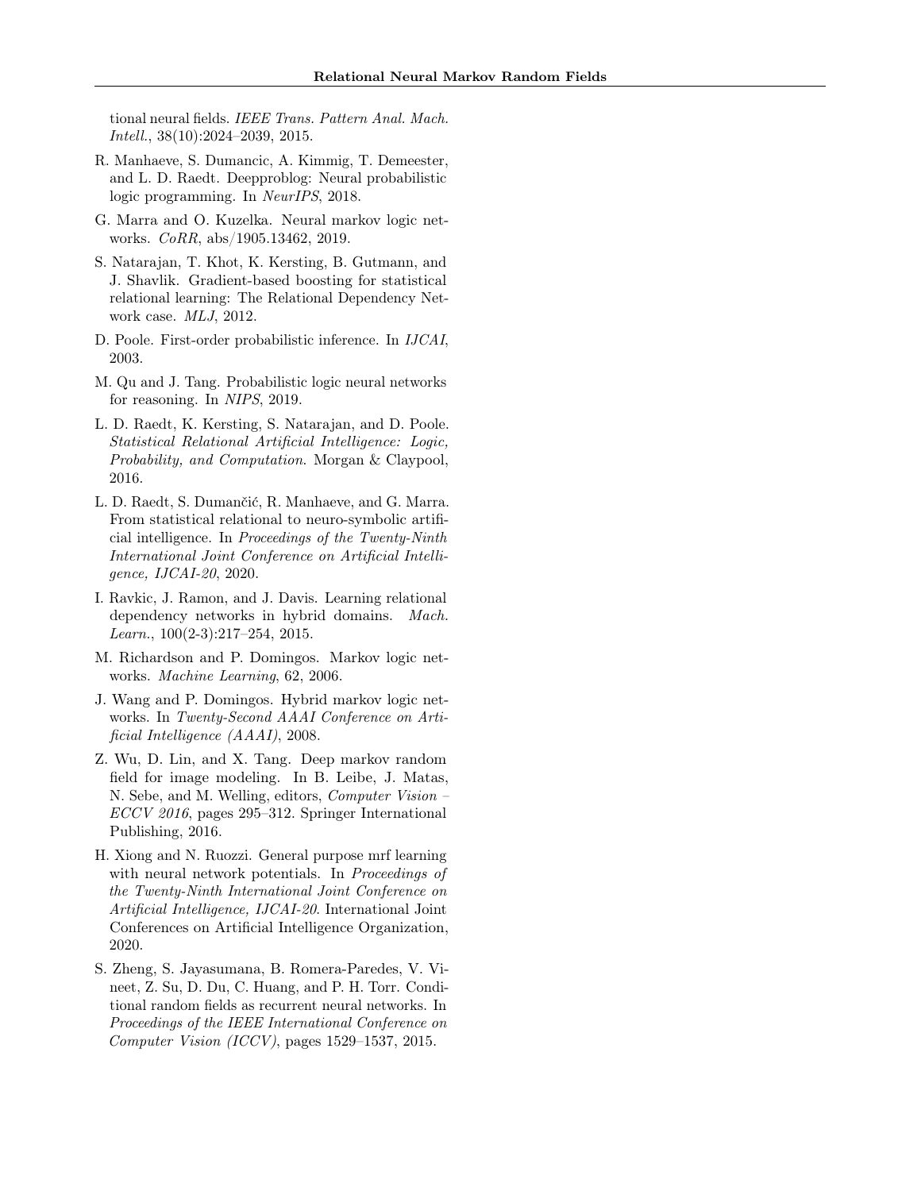tional neural fields. *IEEE Trans. Pattern Anal. Mach. Intell.*, 38(10):2024–2039, 2015.

R. Manhaeve, S. Dumancic, A. Kimmig, T. Demeester, and L. D. Raedt. Deepproblog: Neural probabilistic logic programming. In *NeurIPS*, 2018.

G. Marra and O. Kuzelka. Neural markov logic networks. *CoRR*, abs/1905.13462, 2019.

S. Natarajan, T. Khot, K. Kersting, B. Gutmann, and J. Shavlik. Gradient-based boosting for statistical relational learning: The Relational Dependency Network case. *MLJ*, 2012.

D. Poole. First-order probabilistic inference. In *IJCAI*, 2003.

M. Qu and J. Tang. Probabilistic logic neural networks for reasoning. In *NIPS*, 2019.

L. D. Raedt, K. Kersting, S. Natarajan, and D. Poole. *Statistical Relational Artificial Intelligence: Logic, Probability, and Computation*. Morgan & Claypool, 2016.

L. D. Raedt, S. Dumančić, R. Manhaeve, and G. Marra. From statistical relational to neuro-symbolic artificial intelligence. In *Proceedings of the Twenty-Ninth International Joint Conference on Artificial Intelligence, IJCAI-20*, 2020.

I. Ravkic, J. Ramon, and J. Davis. Learning relational dependency networks in hybrid domains. *Mach. Learn.*, 100(2-3):217–254, 2015.

M. Richardson and P. Domingos. Markov logic networks. *Machine Learning*, 62, 2006.

J. Wang and P. Domingos. Hybrid markov logic networks. In *Twenty-Second AAAI Conference on Artificial Intelligence (AAAI)*, 2008.

Z. Wu, D. Lin, and X. Tang. Deep markov random field for image modeling. In B. Leibe, J. Matas, N. Sebe, and M. Welling, editors, *Computer Vision – ECCV 2016*, pages 295–312. Springer International Publishing, 2016.

H. Xiong and N. Ruozzi. General purpose mrf learning with neural network potentials. In *Proceedings of the Twenty-Ninth International Joint Conference on Artificial Intelligence, IJCAI-20*. International Joint Conferences on Artificial Intelligence Organization, 2020.

S. Zheng, S. Jayasumana, B. Romera-Paredes, V. Vineet, Z. Su, D. Du, C. Huang, and P. H. Torr. Conditional random fields as recurrent neural networks. In *Proceedings of the IEEE International Conference on Computer Vision (ICCV)*, pages 1529–1537, 2015.